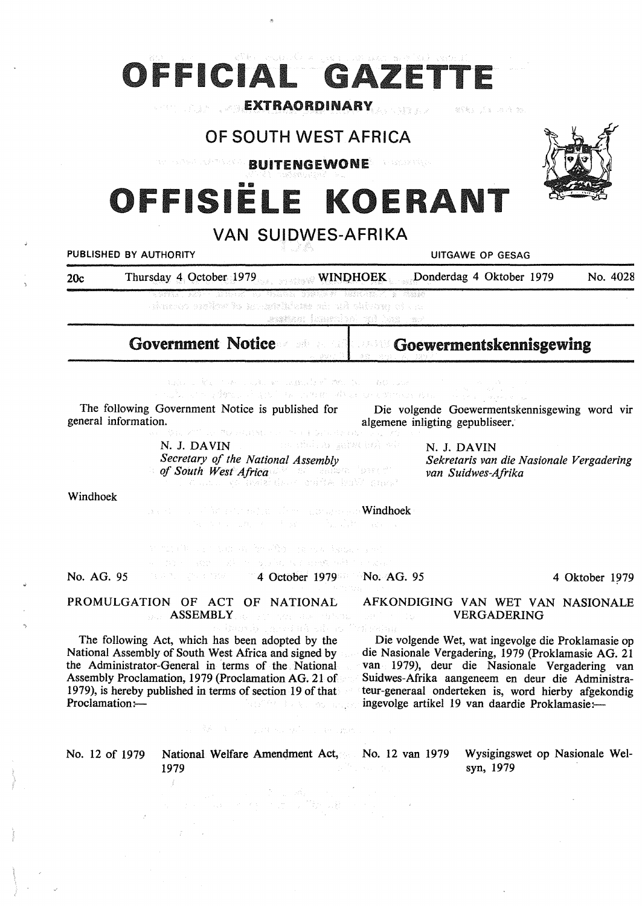# OFFICIAL GAZETTE

**EXTRAORDINARY**

## OF SOUTH WEST AFRICA

**BUITENGEWONE**

# OFFISIËLE KOERANT

## VAN SUIDWES-AFRIKA

PUBLISHED BY AUTHORITY | UITGAWE OP GESAG

20c | Thursday 4 October 1979 | WINDHOEK | Donderdag 4 Oktober 1979 | No. 4028

## Government Notice

The following Government Notice is published for general information.

N. J. DAVIN
*Secretary of the National Assembly of South West Africa*

Windhoek

No. AG. 95 | 4 October 1979

### PROMULGATION OF ACT OF NATIONAL ASSEMBLY

The following Act, which has been adopted by the National Assembly of South West Africa and signed by the Administrator-General in terms of the National Assembly Proclamation, 1979 (Proclamation AG. 21 of 1979), is hereby published in terms of section 19 of that Proclamation:—

No. 12 of 1979 | National Welfare Amendment Act, 1979

## Goewermentskennisgewing

Die volgende Goewermentskennisgewing word vir algemene inligting gepubliseer.

N. J. DAVIN
*Sekretaris van die Nasionale Vergadering van Suidwes-Afrika*

Windhoek

No. AG. 95 | 4 Oktober 1979

### AFKONDIGING VAN WET VAN NASIONALE VERGADERING

Die volgende Wet, wat ingevolge die Proklamasie op die Nasionale Vergadering, 1979 (Proklamasie AG. 21 van 1979), deur die Nasionale Vergadering van Suidwes-Afrika aangeneem en deur die Administrateur-generaal onderteken is, word hierby afgekondig ingevolge artikel 19 van daardie Proklamasie:—

No. 12 van 1979 | Wysigingswet op Nasionale Welsyn, 1979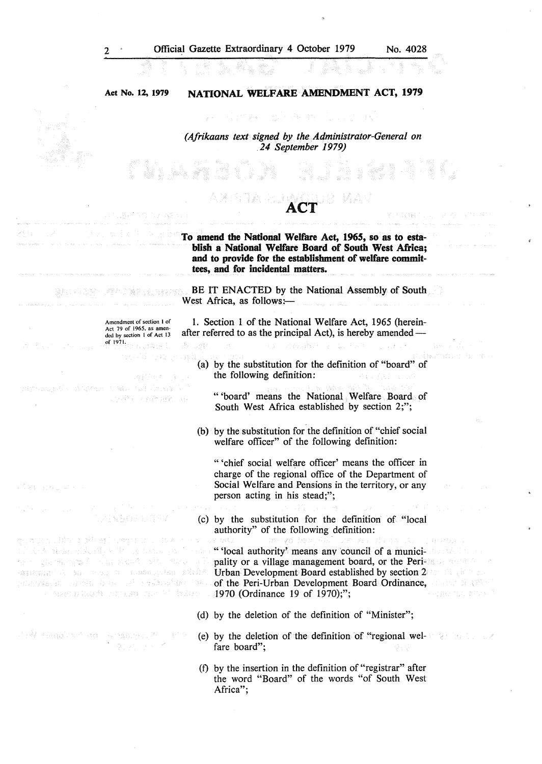**Act No. 12, 1979** **NATIONAL WELFARE AMENDMENT ACT, 1979**

*(Afrikaans text signed by the Administrator-General on 24 September 1979)*

# ACT

**To amend the National Welfare Act, 1965, so as to establish a National Welfare Board of South West Africa; and to provide for the establishment of welfare committees, and for incidental matters.**

BE IT ENACTED by the National Assembly of South West Africa, as follows:—

Amendment of section 1 of Act 79 of 1965, as amended by section 1 of Act 13 of 1971.

1. Section 1 of the National Welfare Act, 1965 (hereinafter referred to as the principal Act), is hereby amended —

(a) by the substitution for the definition of "board" of the following definition:

"'board' means the National Welfare Board of South West Africa established by section 2;";

(b) by the substitution for the definition of "chief social welfare officer" of the following definition:

"'chief social welfare officer' means the officer in charge of the regional office of the Department of Social Welfare and Pensions in the territory, or any person acting in his stead;";

(c) by the substitution for the definition of "local authority" of the following definition:

"'local authority' means any council of a municipality or a village management board, or the Peri-Urban Development Board established by section 2 of the Peri-Urban Development Board Ordinance, 1970 (Ordinance 19 of 1970);";

(d) by the deletion of the definition of "Minister";

(e) by the deletion of the definition of "regional welfare board";

(f) by the insertion in the definition of "registrar" after the word "Board" of the words "of South West Africa";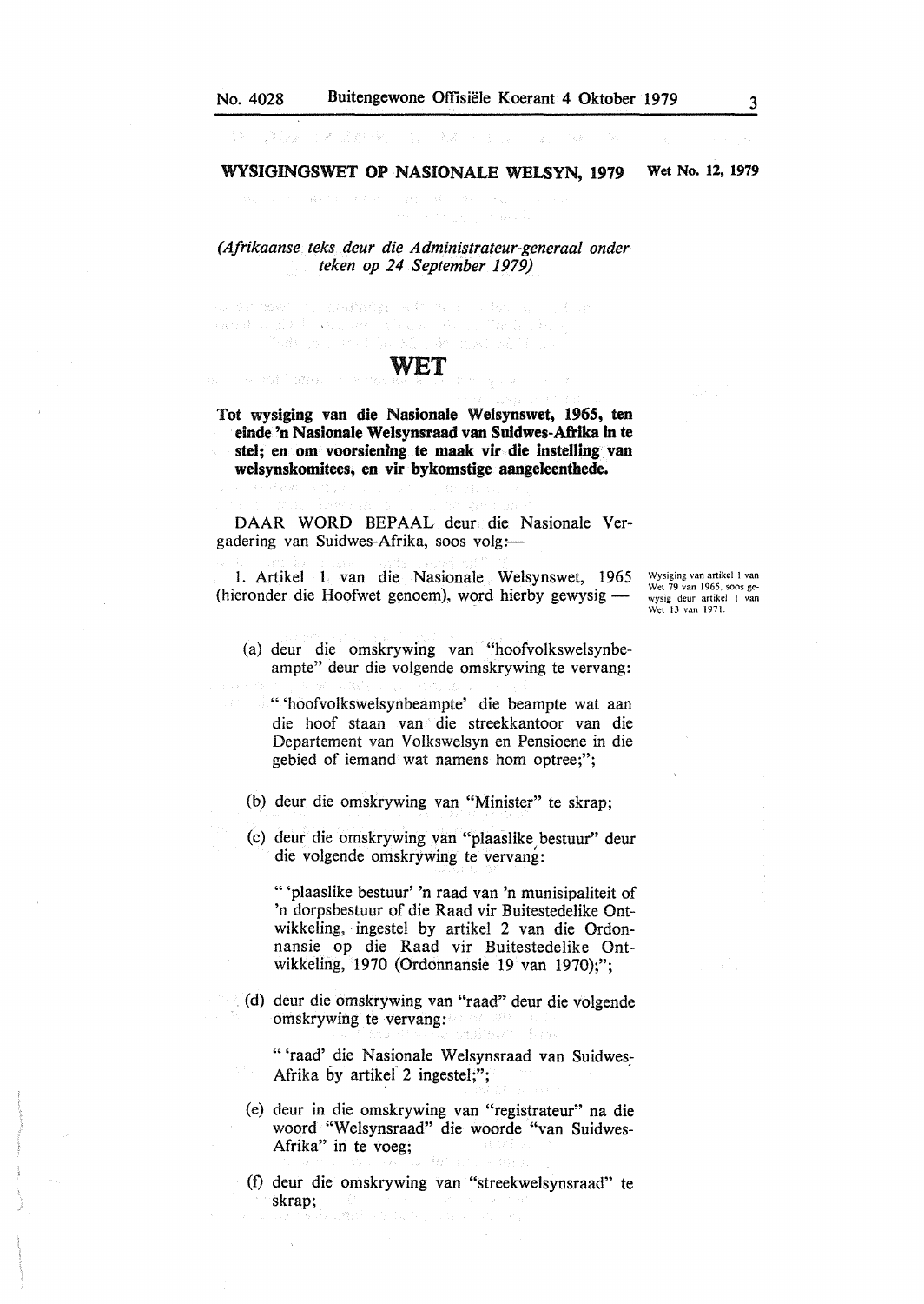## WYSIGINGSWET OP NASIONALE WELSYN, 1979 — Wet No. 12, 1979

*(Afrikaanse teks deur die Administrateur-generaal onderteken op 24 September 1979)*

# WET

**Tot wysiging van die Nasionale Welsynswet, 1965, ten einde 'n Nasionale Welsynsraad van Suidwes-Afrika in te stel; en om voorsiening te maak vir die instelling van welsynskomitees, en vir bykomstige aangeleenthede.**

DAAR WORD BEPAAL deur die Nasionale Vergadering van Suidwes-Afrika, soos volg:—

*Wysiging van artikel 1 van Wet 79 van 1965, soos gewysig deur artikel 1 van Wet 13 van 1971.*

1. Artikel 1 van die Nasionale Welsynswet, 1965 (hieronder die Hoofwet genoem), word hierby gewysig —

(a) deur die omskrywing van "hoofvolkswelsynbeampte" deur die volgende omskrywing te vervang:

"'hoofvolkswelsynbeampte' die beampte wat aan die hoof staan van die streekkantoor van die Departement van Volkswelsyn en Pensioene in die gebied of iemand wat namens hom optree;";

(b) deur die omskrywing van "Minister" te skrap;

(c) deur die omskrywing van "plaaslike bestuur" deur die volgende omskrywing te vervang:

"'plaaslike bestuur' 'n raad van 'n munisipaliteit of 'n dorpsbestuur of die Raad vir Buitestedelike Ontwikkeling, ingestel by artikel 2 van die Ordonnansie op die Raad vir Buitestedelike Ontwikkeling, 1970 (Ordonnansie 19 van 1970);";

(d) deur die omskrywing van "raad" deur die volgende omskrywing te vervang:

"'raad' die Nasionale Welsynsraad van Suidwes-Afrika by artikel 2 ingestel;";

(e) deur in die omskrywing van "registrateur" na die woord "Welsynsraad" die woorde "van Suidwes-Afrika" in te voeg;

(f) deur die omskrywing van "streekwelsynsraad" te skrap;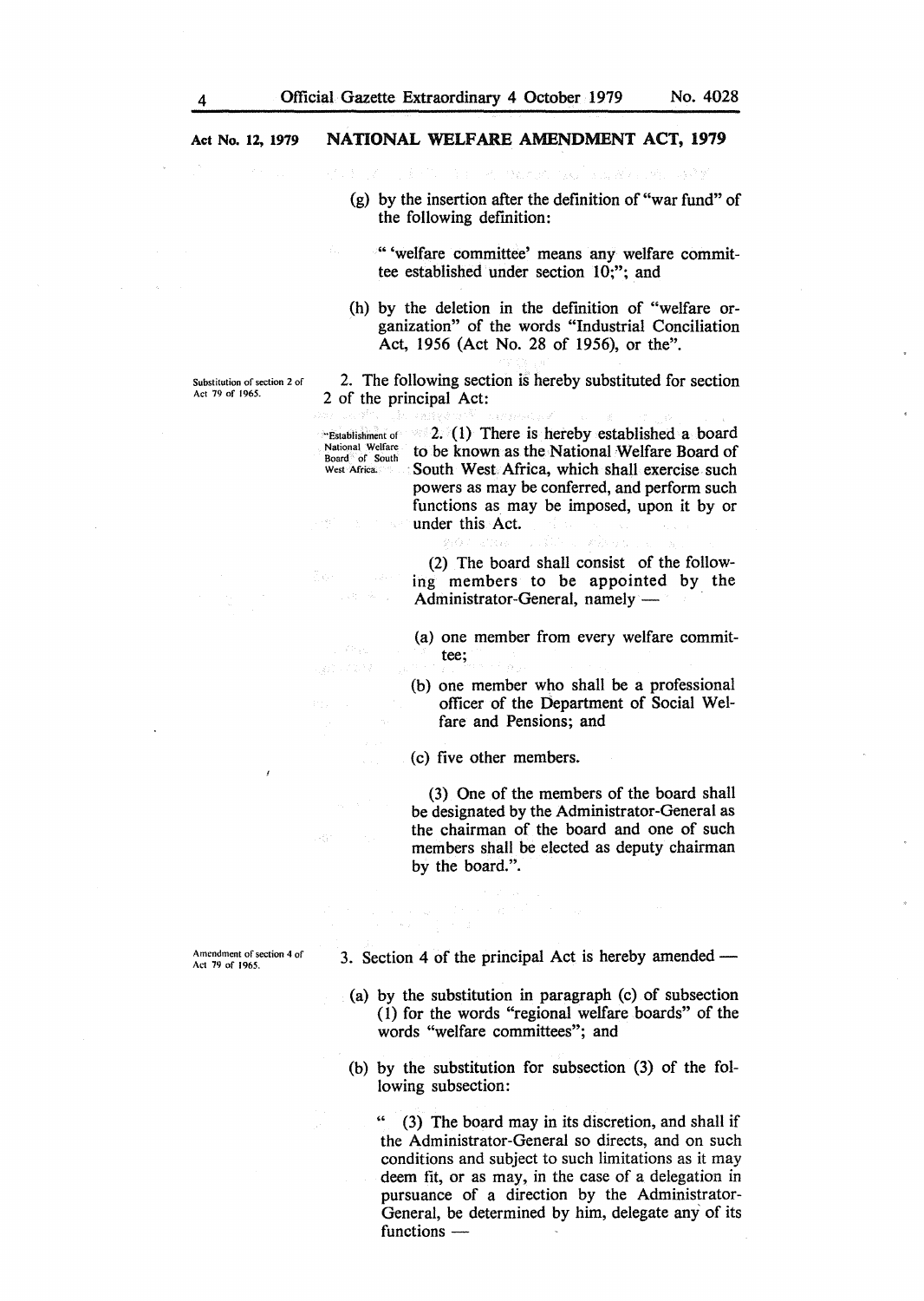**Act No. 12, 1979** **NATIONAL WELFARE AMENDMENT ACT, 1979**

(g) by the insertion after the definition of "war fund" of the following definition:

" 'welfare committee' means any welfare committee established under section 10;"; and

(h) by the deletion in the definition of "welfare organization" of the words "Industrial Conciliation Act, 1956 (Act No. 28 of 1956), or the".

*Substitution of section 2 of Act 79 of 1965.*

2. The following section is hereby substituted for section 2 of the principal Act:

*"Establishment of National Welfare Board of South West Africa.*

"2. (1) There is hereby established a board to be known as the National Welfare Board of South West Africa, which shall exercise such powers as may be conferred, and perform such functions as may be imposed, upon it by or under this Act.

(2) The board shall consist of the following members to be appointed by the Administrator-General, namely —

(a) one member from every welfare committee;

(b) one member who shall be a professional officer of the Department of Social Welfare and Pensions; and

(c) five other members.

(3) One of the members of the board shall be designated by the Administrator-General as the chairman of the board and one of such members shall be elected as deputy chairman by the board.".

*Amendment of section 4 of Act 79 of 1965.*

3. Section 4 of the principal Act is hereby amended —

(a) by the substitution in paragraph (c) of subsection (1) for the words "regional welfare boards" of the words "welfare committees"; and

(b) by the substitution for subsection (3) of the following subsection:

" (3) The board may in its discretion, and shall if the Administrator-General so directs, and on such conditions and subject to such limitations as it may deem fit, or as may, in the case of a delegation in pursuance of a direction by the Administrator-General, be determined by him, delegate any of its functions —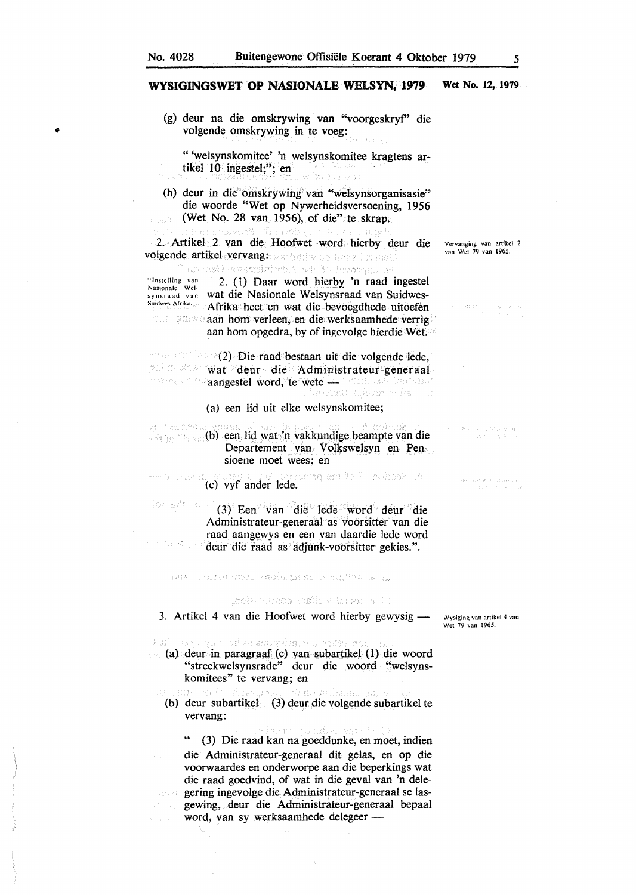## WYSIGINGSWET OP NASIONALE WELSYN, 1979

**Wet No. 12, 1979**

(g) deur na die omskrywing van "voorgeskryf" die volgende omskrywing in te voeg:

" 'welsynskomitee' 'n welsynskomitee kragtens artikel 10 ingestel;"; en

(h) deur in die omskrywing van "welsynsorganisasie" die woorde "Wet op Nywerheidsversoening, 1956 (Wet No. 28 van 1956), of die" te skrap.

Vervanging van artikel 2 van Wet 79 van 1965.

2. Artikel 2 van die Hoofwet word hierby deur die volgende artikel vervang:

"Instelling van Nasionale Welsynsraad van Suidwes-Afrika.

2. (1) Daar word hierby 'n raad ingestel wat die Nasionale Welsynsraad van Suidwes-Afrika heet en wat die bevoegdhede uitoefen aan hom verleen, en die werksaamhede verrig aan hom opgedra, by of ingevolge hierdie Wet.

(2) Die raad bestaan uit die volgende lede, wat deur die Administrateur-generaal aangestel word, te wete —

(a) een lid uit elke welsynskomitee;

(b) een lid wat 'n vakkundige beampte van die Departement van Volkswelsyn en Pensioene moet wees; en

(c) vyf ander lede.

(3) Een van die lede word deur die Administrateur-generaal as voorsitter van die raad aangewys en een van daardie lede word deur die raad as adjunk-voorsitter gekies.".

Wysiging van artikel 4 van Wet 79 van 1965.

3. Artikel 4 van die Hoofwet word hierby gewysig —

(a) deur in paragraaf (c) van subartikel (1) die woord "streekwelsynsrade" deur die woord "welsynskomitees" te vervang; en

(b) deur subartikel (3) deur die volgende subartikel te vervang:

" (3) Die raad kan na goeddunke, en moet, indien die Administrateur-generaal dit gelas, en op die voorwaardes en onderworpe aan die beperkings wat die raad goedvind, of wat in die geval van 'n delegering ingevolge die Administrateur-generaal se lasgewing, deur die Administrateur-generaal bepaal word, van sy werksaamhede delegeer —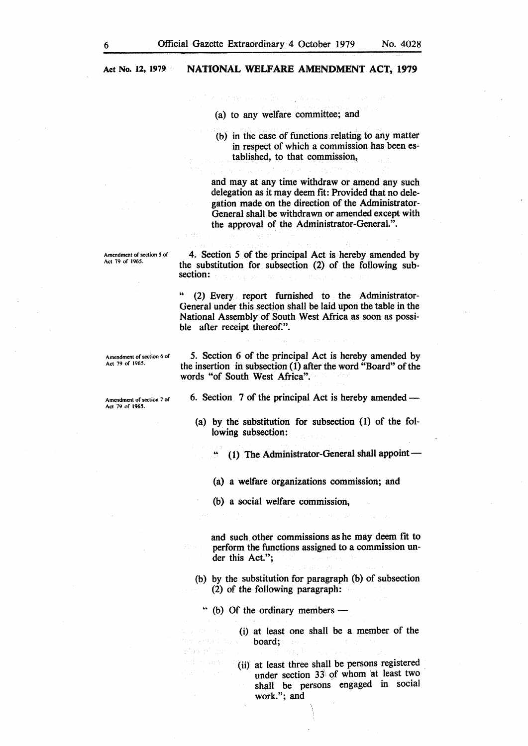(a) to any welfare committee; and

(b) in the case of functions relating to any matter in respect of which a commission has been established, to that commission,

and may at any time withdraw or amend any such delegation as it may deem fit: Provided that no delegation made on the direction of the Administrator-General shall be withdrawn or amended except with the approval of the Administrator-General.".

Amendment of section 5 of Act 79 of 1965.

4. Section 5 of the principal Act is hereby amended by the substitution for subsection (2) of the following subsection:

" (2) Every report furnished to the Administrator-General under this section shall be laid upon the table in the National Assembly of South West Africa as soon as possible after receipt thereof.".

Amendment of section 6 of Act 79 of 1965.

5. Section 6 of the principal Act is hereby amended by the insertion in subsection (1) after the word "Board" of the words "of South West Africa".

Amendment of section 7 of Act 79 of 1965.

6. Section 7 of the principal Act is hereby amended —

(a) by the substitution for subsection (1) of the following subsection:

" (1) The Administrator-General shall appoint —

(a) a welfare organizations commission; and

(b) a social welfare commission,

and such other commissions as he may deem fit to perform the functions assigned to a commission under this Act.";

(b) by the substitution for paragraph (b) of subsection (2) of the following paragraph:

" (b) Of the ordinary members —

(i) at least one shall be a member of the board;

(ii) at least three shall be persons registered under section 33 of whom at least two shall be persons engaged in social work."; and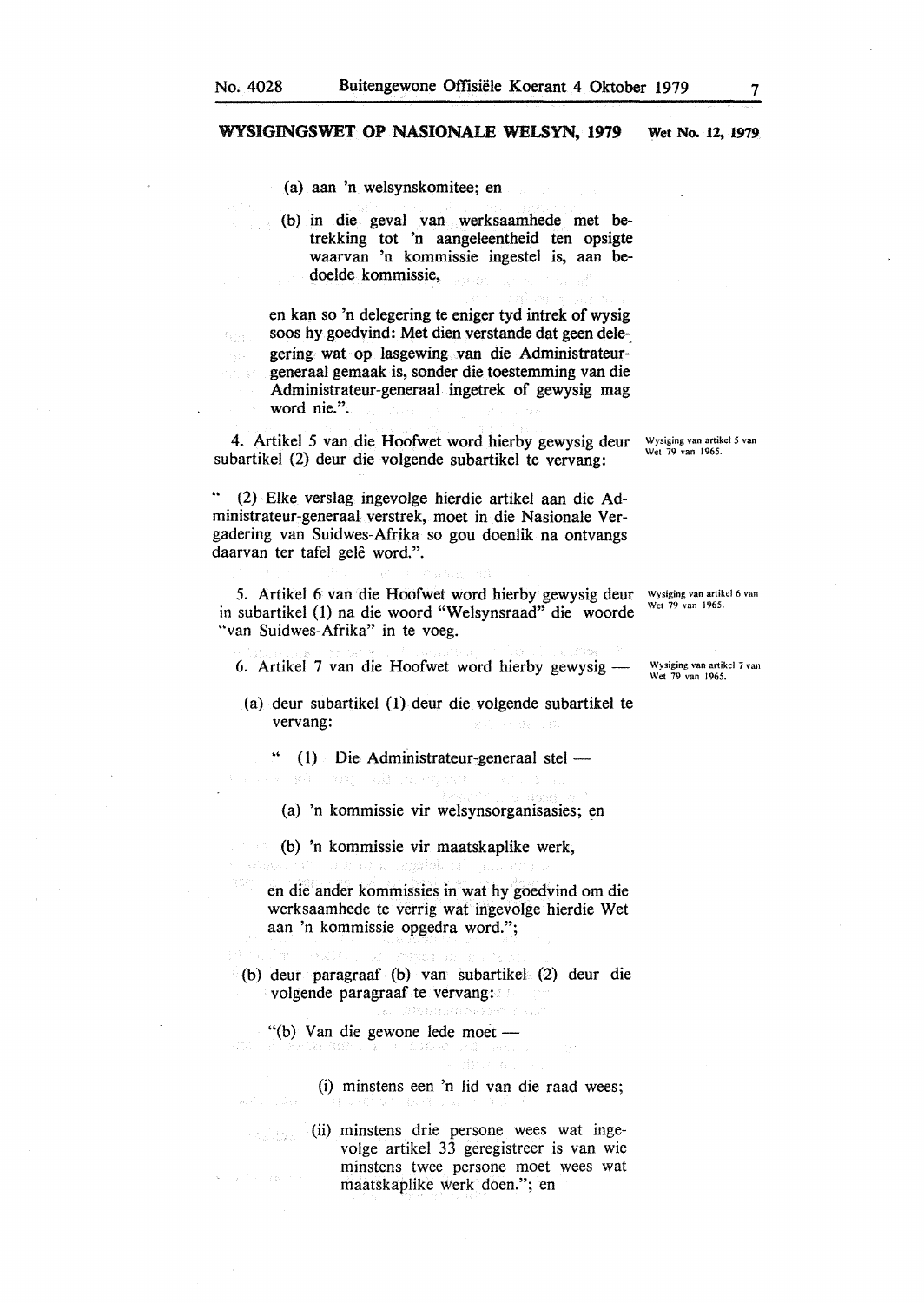(a) aan 'n welsynskomitee; en

(b) in die geval van werksaamhede met betrekking tot 'n aangeleentheid ten opsigte waarvan 'n kommissie ingestel is, aan bedoelde kommissie,

en kan so 'n delegering te eniger tyd intrek of wysig soos hy goedvind: Met dien verstande dat geen delegering wat op lasgewing van die Administrateur-generaal gemaak is, sonder die toestemming van die Administrateur-generaal ingetrek of gewysig mag word nie.".

Wysiging van artikel 5 van Wet 79 van 1965.

4. Artikel 5 van die Hoofwet word hierby gewysig deur subartikel (2) deur die volgende subartikel te vervang:

" (2) Elke verslag ingevolge hierdie artikel aan die Administrateur-generaal verstrek, moet in die Nasionale Vergadering van Suidwes-Afrika so gou doenlik na ontvangs daarvan ter tafel gelê word.".

Wysiging van artikel 6 van Wet 79 van 1965.

5. Artikel 6 van die Hoofwet word hierby gewysig deur in subartikel (1) na die woord "Welsynsraad" die woorde "van Suidwes-Afrika" in te voeg.

Wysiging van artikel 7 van Wet 79 van 1965.

6. Artikel 7 van die Hoofwet word hierby gewysig —

(a) deur subartikel (1) deur die volgende subartikel te vervang:

" (1) Die Administrateur-generaal stel —

(a) 'n kommissie vir welsynsorganisasies; en

(b) 'n kommissie vir maatskaplike werk,

en die ander kommissies in wat hy goedvind om die werksaamhede te verrig wat ingevolge hierdie Wet aan 'n kommissie opgedra word.";

(b) deur paragraaf (b) van subartikel (2) deur die volgende paragraaf te vervang:

"(b) Van die gewone lede moet —

(i) minstens een 'n lid van die raad wees;

(ii) minstens drie persone wees wat ingevolge artikel 33 geregistreer is van wie minstens twee persone moet wees wat maatskaplike werk doen."; en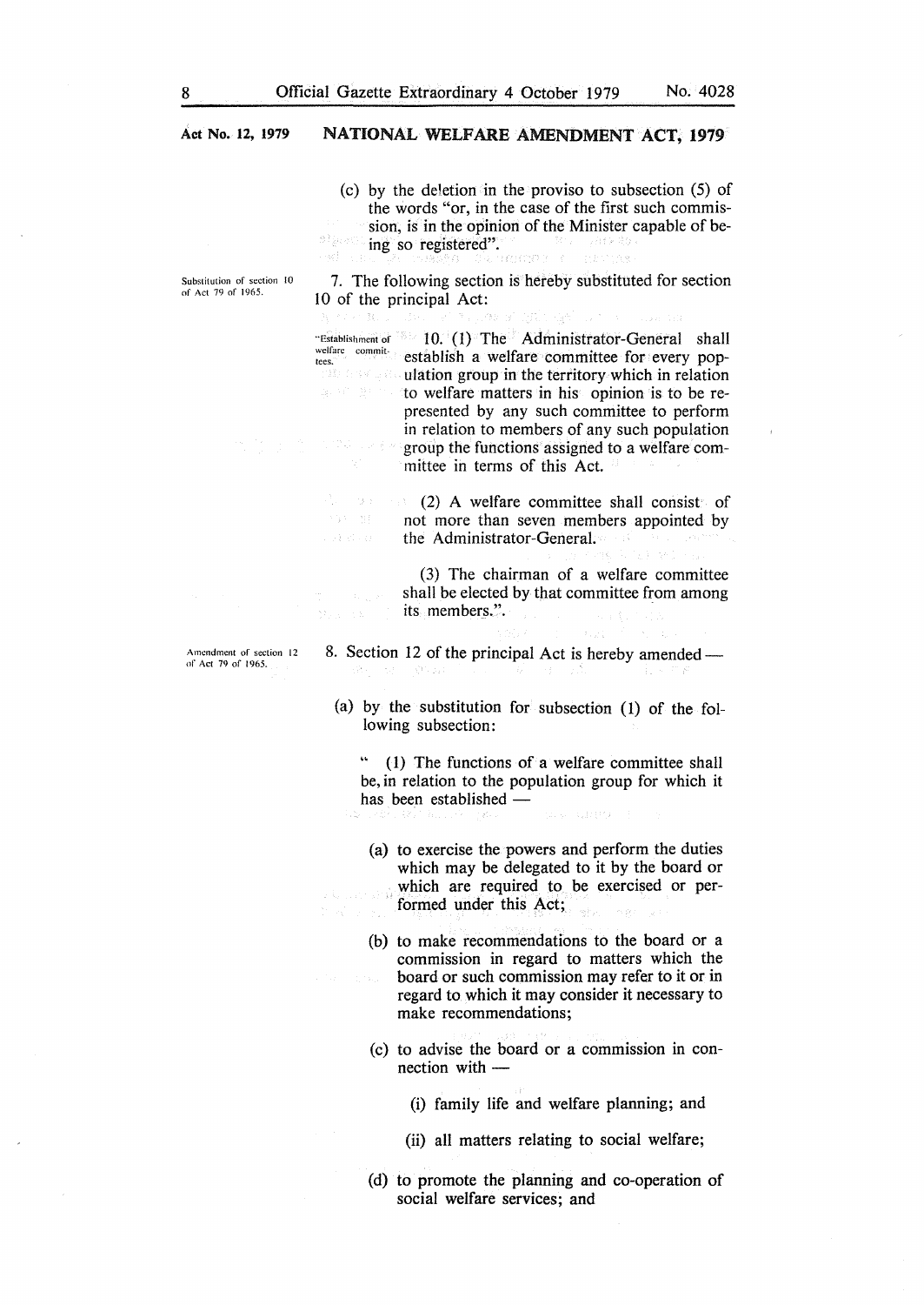**Act No. 12, 1979** **NATIONAL WELFARE AMENDMENT ACT, 1979**

(c) by the deletion in the proviso to subsection (5) of the words "or, in the case of the first such commission, is in the opinion of the Minister capable of being so registered".

*Substitution of section 10 of Act 79 of 1965.*

7. The following section is hereby substituted for section 10 of the principal Act:

*"Establishment of welfare committees.*

10. (1) The Administrator-General shall establish a welfare committee for every population group in the territory which in relation to welfare matters in his opinion is to be represented by any such committee to perform in relation to members of any such population group the functions assigned to a welfare committee in terms of this Act.

(2) A welfare committee shall consist of not more than seven members appointed by the Administrator-General.

(3) The chairman of a welfare committee shall be elected by that committee from among its members.".

*Amendment of section 12 of Act 79 of 1965.*

8. Section 12 of the principal Act is hereby amended —

(a) by the substitution for subsection (1) of the following subsection:

" (1) The functions of a welfare committee shall be, in relation to the population group for which it has been established —

(a) to exercise the powers and perform the duties which may be delegated to it by the board or which are required to be exercised or performed under this Act;

(b) to make recommendations to the board or a commission in regard to matters which the board or such commission may refer to it or in regard to which it may consider it necessary to make recommendations;

(c) to advise the board or a commission in connection with —

(i) family life and welfare planning; and

(ii) all matters relating to social welfare;

(d) to promote the planning and co-operation of social welfare services; and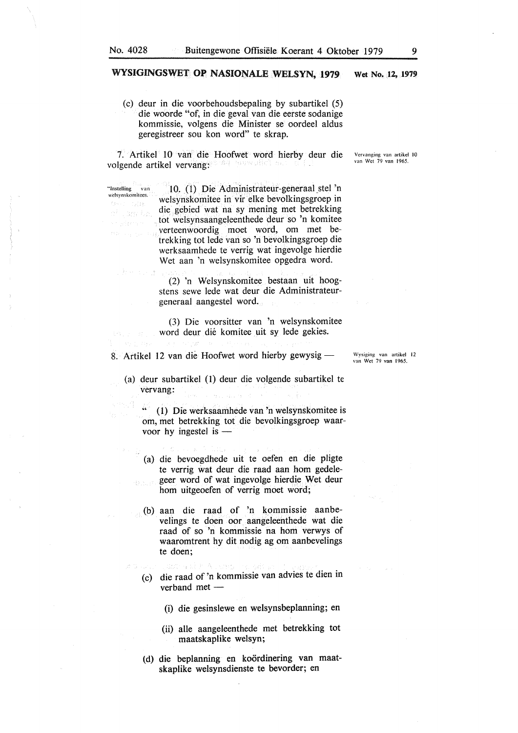## WYSIGINGSWET OP NASIONALE WELSYN, 1979 — Wet No. 12, 1979

(c) deur in die voorbehoudsbepaling by subartikel (5) die woorde "of, in die geval van die eerste sodanige kommissie, volgens die Minister se oordeel aldus geregistreer sou kon word" te skrap.

*Vervanging van artikel 10 van Wet 79 van 1965.*

7. Artikel 10 van die Hoofwet word hierby deur die volgende artikel vervang:

*"Instelling van welsynskomitees.*

10. (1) Die Administrateur-generaal stel 'n welsynskomitee in vir elke bevolkingsgroep in die gebied wat na sy mening met betrekking tot welsynsaangeleenthede deur so 'n komitee verteenwoordig moet word, om met betrekking tot lede van so 'n bevolkingsgroep die werksaamhede te verrig wat ingevolge hierdie Wet aan 'n welsynskomitee opgedra word.

(2) 'n Welsynskomitee bestaan uit hoogstens sewe lede wat deur die Administrateur-generaal aangestel word.

(3) Die voorsitter van 'n welsynskomitee word deur dié komitee uit sy lede gekies.

*Wysiging van artikel 12 van Wet 79 van 1965.*

8. Artikel 12 van die Hoofwet word hierby gewysig —

(a) deur subartikel (1) deur die volgende subartikel te vervang:

" (1) Die werksaamhede van 'n welsynskomitee is om, met betrekking tot die bevolkingsgroep waarvoor hy ingestel is —

(a) die bevoegdhede uit te oefen en die pligte te verrig wat deur die raad aan hom gedelegeer word of wat ingevolge hierdie Wet deur hom uitgeoefen of verrig moet word;

(b) aan die raad of 'n kommissie aanbevelings te doen oor aangeleenthede wat die raad of so 'n kommissie na hom verwys of waaromtrent hy dit nodig ag om aanbevelings te doen;

(c) die raad of 'n kommissie van advies te dien in verband met —

(i) die gesinslewe en welsynsbeplanning; en

(ii) alle aangeleenthede met betrekking tot maatskaplike welsyn;

(d) die beplanning en koördinering van maatskaplike welsynsdienste te bevorder; en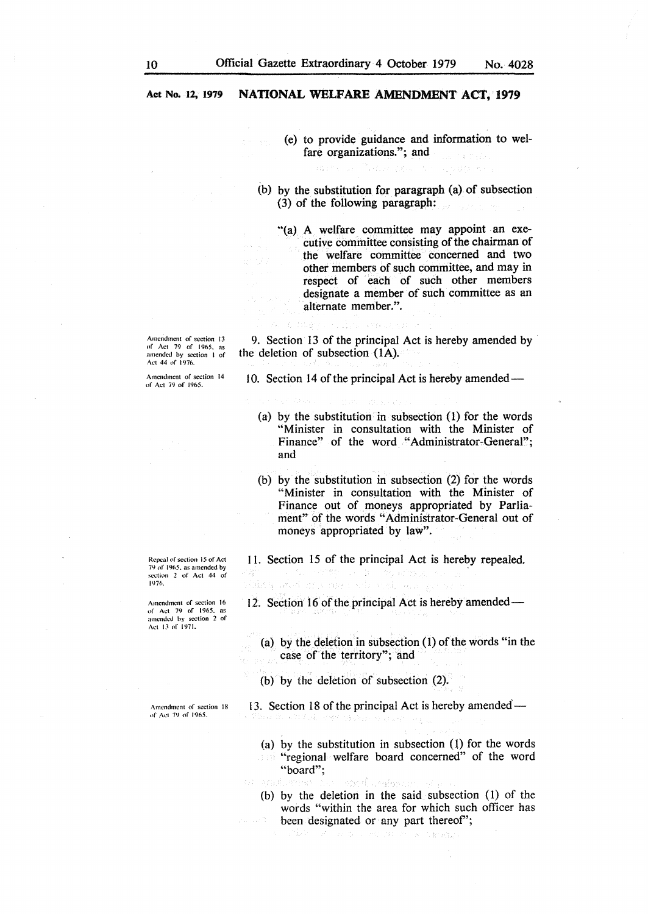**Act No. 12, 1979 NATIONAL WELFARE AMENDMENT ACT, 1979**

(e) to provide guidance and information to welfare organizations."; and

(b) by the substitution for paragraph (a) of subsection (3) of the following paragraph:

"(a) A welfare committee may appoint an executive committee consisting of the chairman of the welfare committee concerned and two other members of such committee, and may in respect of each of such other members designate a member of such committee as an alternate member.".

*Amendment of section 13 of Act 79 of 1965, as amended by section 1 of Act 44 of 1976.*

9. Section 13 of the principal Act is hereby amended by the deletion of subsection (1A).

*Amendment of section 14 of Act 79 of 1965.*

10. Section 14 of the principal Act is hereby amended—

(a) by the substitution in subsection (1) for the words "Minister in consultation with the Minister of Finance" of the word "Administrator-General"; and

(b) by the substitution in subsection (2) for the words "Minister in consultation with the Minister of Finance out of moneys appropriated by Parliament" of the words "Administrator-General out of moneys appropriated by law".

*Repeal of section 15 of Act 79 of 1965, as amended by section 2 of Act 44 of 1976.*

11. Section 15 of the principal Act is hereby repealed.

*Amendment of section 16 of Act 79 of 1965, as amended by section 2 of Act 13 of 1971.*

12. Section 16 of the principal Act is hereby amended—

(a) by the deletion in subsection (1) of the words "in the case of the territory"; and

(b) by the deletion of subsection (2).

*Amendment of section 18 of Act 79 of 1965.*

13. Section 18 of the principal Act is hereby amended—

(a) by the substitution in subsection (1) for the words "regional welfare board concerned" of the word "board";

(b) by the deletion in the said subsection (1) of the words "within the area for which such officer has been designated or any part thereof";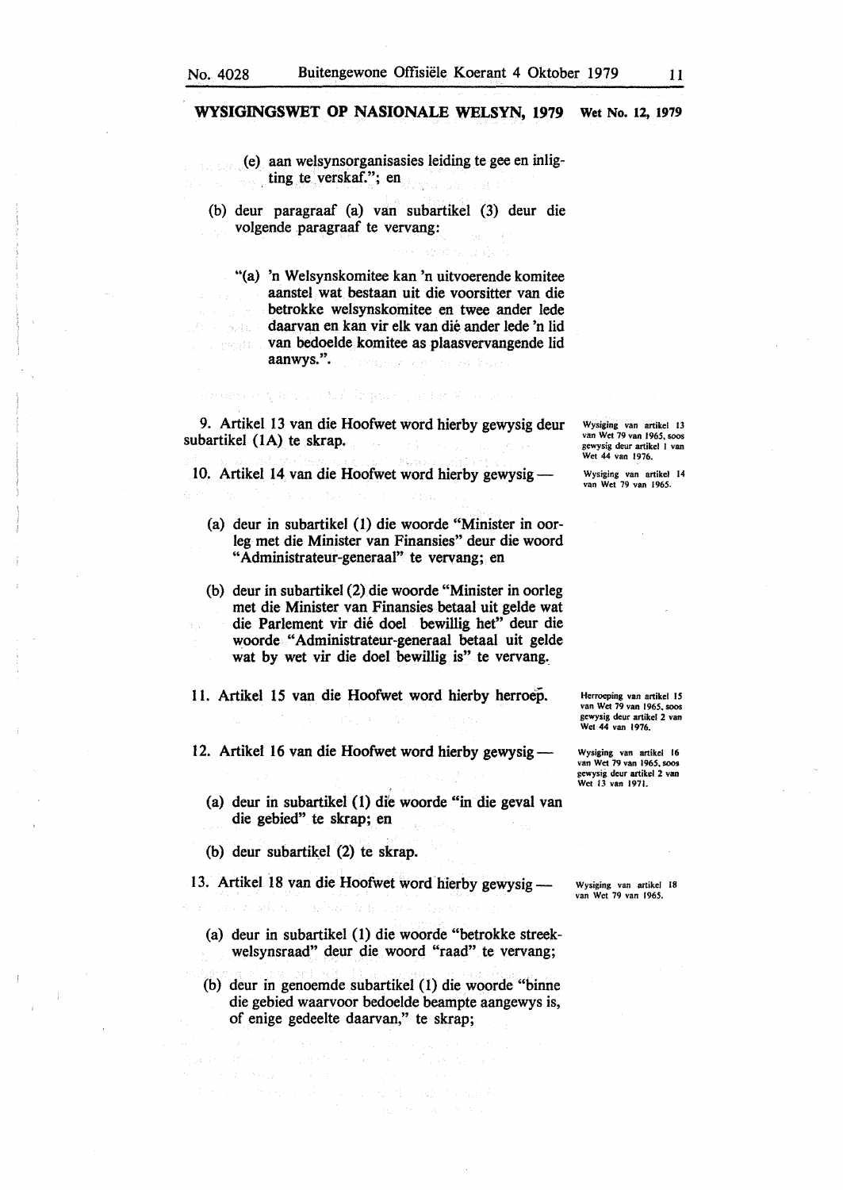(e) aan welsynsorganisasies leiding te gee en inligting te verskaf."; en

(b) deur paragraaf (a) van subartikel (3) deur die volgende paragraaf te vervang:

"(a) 'n Welsynskomitee kan 'n uitvoerende komitee aanstel wat bestaan uit die voorsitter van die betrokke welsynskomitee en twee ander lede daarvan en kan vir elk van dié ander lede 'n lid van bedoelde komitee as plaasvervangende lid aanwys.".

9. Artikel 13 van die Hoofwet word hierby gewysig deur subartikel (1A) te skrap.

*Wysiging van artikel 13 van Wet 79 van 1965, soos gewysig deur artikel 1 van Wet 44 van 1976.*

10. Artikel 14 van die Hoofwet word hierby gewysig —

*Wysiging van artikel 14 van Wet 79 van 1965.*

(a) deur in subartikel (1) die woorde "Minister in oorleg met die Minister van Finansies" deur die woord "Administrateur-generaal" te vervang; en

(b) deur in subartikel (2) die woorde "Minister in oorleg met die Minister van Finansies betaal uit gelde wat die Parlement vir dié doel bewillig het" deur die woorde "Administrateur-generaal betaal uit gelde wat by wet vir die doel bewillig is" te vervang.

11. Artikel 15 van die Hoofwet word hierby herroep.

*Herroeping van artikel 15 van Wet 79 van 1965, soos gewysig deur artikel 2 van Wet 44 van 1976.*

12. Artikel 16 van die Hoofwet word hierby gewysig —

*Wysiging van artikel 16 van Wet 79 van 1965, soos gewysig deur artikel 2 van Wet 13 van 1971.*

(a) deur in subartikel (1) die woorde "in die geval van die gebied" te skrap; en

(b) deur subartikel (2) te skrap.

13. Artikel 18 van die Hoofwet word hierby gewysig —

*Wysiging van artikel 18 van Wet 79 van 1965.*

(a) deur in subartikel (1) die woorde "betrokke streekwelsynsraad" deur die woord "raad" te vervang;

(b) deur in genoemde subartikel (1) die woorde "binne die gebied waarvoor bedoelde beampte aangewys is, of enige gedeelte daarvan," te skrap;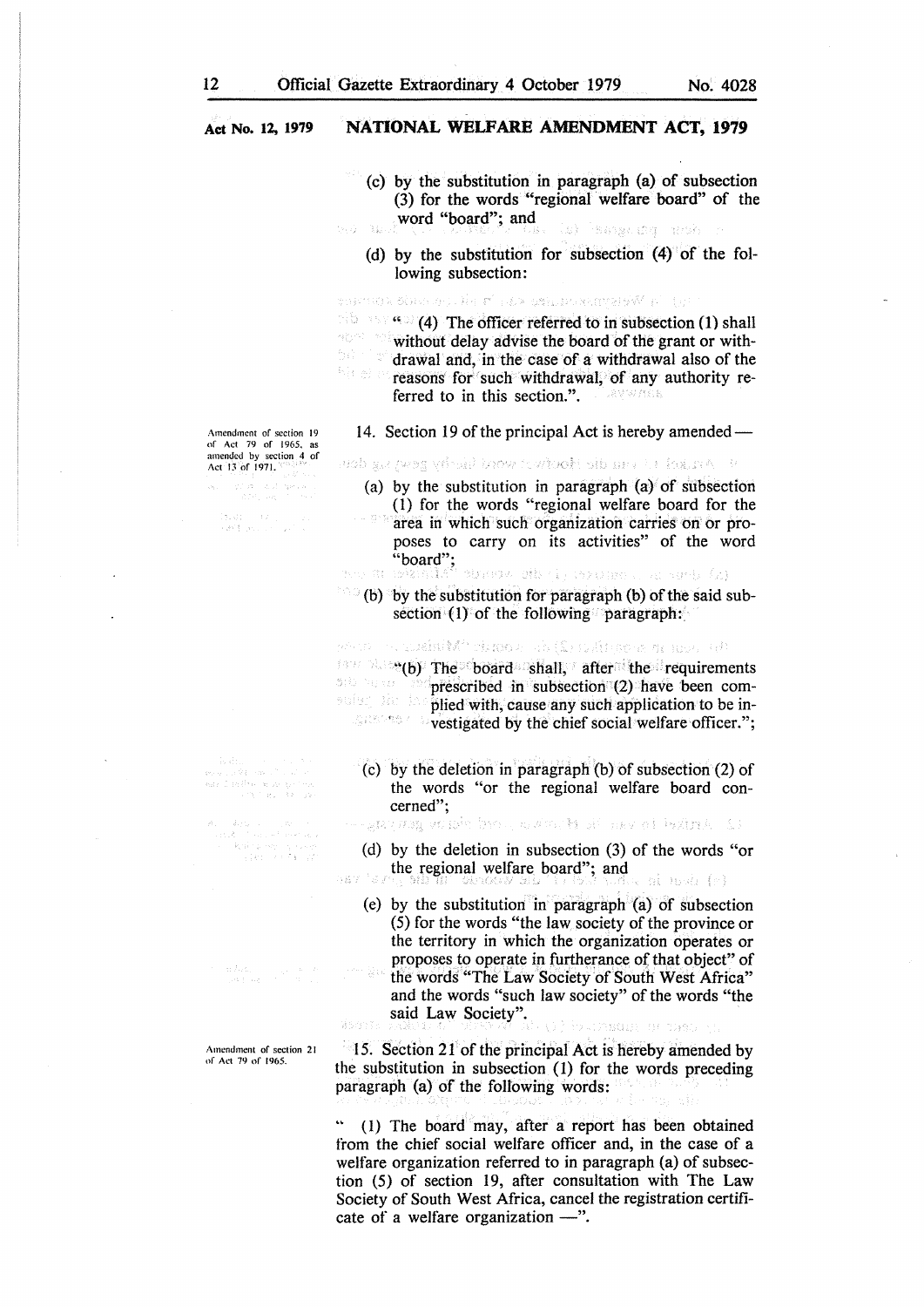**Act No. 12, 1979** **NATIONAL WELFARE AMENDMENT ACT, 1979**

(c) by the substitution in paragraph (a) of subsection (3) for the words "regional welfare board" of the word "board"; and

(d) by the substitution for subsection (4) of the following subsection:

" (4) The officer referred to in subsection (1) shall without delay advise the board of the grant or withdrawal and, in the case of a withdrawal also of the reasons for such withdrawal, of any authority referred to in this section.".

*Amendment of section 19 of Act 79 of 1965, as amended by section 4 of Act 13 of 1971.*

14. Section 19 of the principal Act is hereby amended —

(a) by the substitution in paragraph (a) of subsection (1) for the words "regional welfare board for the area in which such organization carries on or proposes to carry on its activities" of the word "board";

(b) by the substitution for paragraph (b) of the said subsection (1) of the following paragraph:

"(b) The board shall, after the requirements prescribed in subsection (2) have been complied with, cause any such application to be investigated by the chief social welfare officer.";

(c) by the deletion in paragraph (b) of subsection (2) of the words "or the regional welfare board concerned";

(d) by the deletion in subsection (3) of the words "or the regional welfare board"; and

(e) by the substitution in paragraph (a) of subsection (5) for the words "the law society of the province or the territory in which the organization operates or proposes to operate in furtherance of that object" of the words "The Law Society of South West Africa" and the words "such law society" of the words "the said Law Society".

*Amendment of section 21 of Act 79 of 1965.*

15. Section 21 of the principal Act is hereby amended by the substitution in subsection (1) for the words preceding paragraph (a) of the following words:

" (1) The board may, after a report has been obtained from the chief social welfare officer and, in the case of a welfare organization referred to in paragraph (a) of subsection (5) of section 19, after consultation with The Law Society of South West Africa, cancel the registration certificate of a welfare organization —".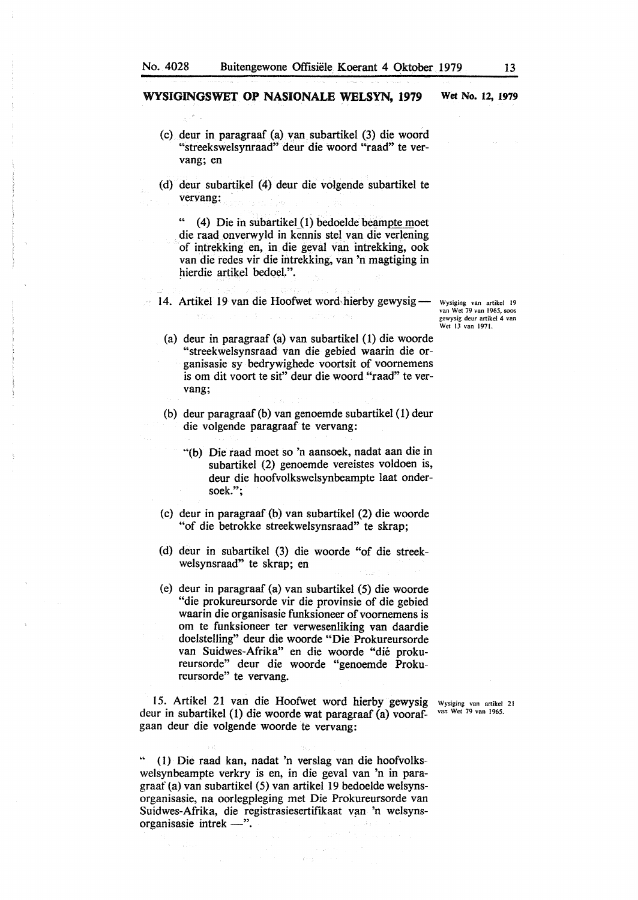**WYSIGINGSWET OP NASIONALE WELSYN, 1979** — **Wet No. 12, 1979**

(c) deur in paragraaf (a) van subartikel (3) die woord "streekswelsynraad" deur die woord "raad" te vervang; en

(d) deur subartikel (4) deur die volgende subartikel te vervang:

" (4) Die in subartikel (1) bedoelde beampte moet die raad onverwyld in kennis stel van die verlening of intrekking en, in die geval van intrekking, ook van die redes vir die intrekking, van 'n magtiging in hierdie artikel bedoel.".

*Wysiging van artikel 19 van Wet 79 van 1965, soos gewysig deur artikel 4 van Wet 13 van 1971.*

14. Artikel 19 van die Hoofwet word hierby gewysig —

(a) deur in paragraaf (a) van subartikel (1) die woorde "streekwelsynsraad van die gebied waarin die organisasie sy bedrywighede voortsit of voornemens is om dit voort te sit" deur die woord "raad" te vervang;

(b) deur paragraaf (b) van genoemde subartikel (1) deur die volgende paragraaf te vervang:

"(b) Die raad moet so 'n aansoek, nadat aan die in subartikel (2) genoemde vereistes voldoen is, deur die hoofvolkswelsynbeampte laat ondersoek.";

(c) deur in paragraaf (b) van subartikel (2) die woorde "of die betrokke streekwelsynsraad" te skrap;

(d) deur in subartikel (3) die woorde "of die streekwelsynsraad" te skrap; en

(e) deur in paragraaf (a) van subartikel (5) die woorde "die prokureursorde vir die provinsie of die gebied waarin die organisasie funksioneer of voornemens is om te funksioneer ter verwesenliking van daardie doelstelling" deur die woorde "Die Prokureursorde van Suidwes-Afrika" en die woorde "dié prokureursorde" deur die woorde "genoemde Prokureursorde" te vervang.

*Wysiging van artikel 21 van Wet 79 van 1965.*

15. Artikel 21 van die Hoofwet word hierby gewysig deur in subartikel (1) die woorde wat paragraaf (a) voorafgaan deur die volgende woorde te vervang:

" (1) Die raad kan, nadat 'n verslag van die hoofvolkswelsynbeampte verkry is en, in die geval van 'n in paragraaf (a) van subartikel (5) van artikel 19 bedoelde welsynsorganisasie, na oorlegpleging met Die Prokureursorde van Suidwes-Afrika, die registrasiesertifikaat van 'n welsynsorganisasie intrek —".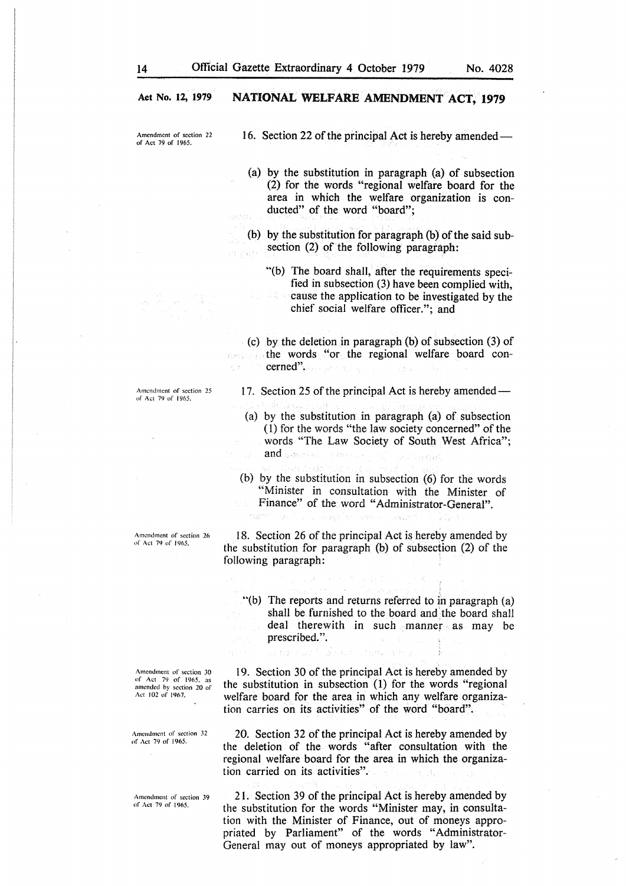## Act No. 12, 1979 — NATIONAL WELFARE AMENDMENT ACT, 1979

*Amendment of section 22 of Act 79 of 1965.*

16. Section 22 of the principal Act is hereby amended —

(a) by the substitution in paragraph (a) of subsection (2) for the words "regional welfare board for the area in which the welfare organization is conducted" of the word "board";

(b) by the substitution for paragraph (b) of the said subsection (2) of the following paragraph:

"(b) The board shall, after the requirements specified in subsection (3) have been complied with, cause the application to be investigated by the chief social welfare officer."; and

(c) by the deletion in paragraph (b) of subsection (3) of the words "or the regional welfare board concerned".

*Amendment of section 25 of Act 79 of 1965.*

17. Section 25 of the principal Act is hereby amended —

(a) by the substitution in paragraph (a) of subsection (1) for the words "the law society concerned" of the words "The Law Society of South West Africa"; and

(b) by the substitution in subsection (6) for the words "Minister in consultation with the Minister of Finance" of the word "Administrator-General".

*Amendment of section 26 of Act 79 of 1965.*

18. Section 26 of the principal Act is hereby amended by the substitution for paragraph (b) of subsection (2) of the following paragraph:

"(b) The reports and returns referred to in paragraph (a) shall be furnished to the board and the board shall deal therewith in such manner as may be prescribed.".

*Amendment of section 30 of Act 79 of 1965, as amended by section 20 of Act 102 of 1967.*

19. Section 30 of the principal Act is hereby amended by the substitution in subsection (1) for the words "regional welfare board for the area in which any welfare organization carries on its activities" of the word "board".

*Amendment of section 32 of Act 79 of 1965.*

20. Section 32 of the principal Act is hereby amended by the deletion of the words "after consultation with the regional welfare board for the area in which the organization carried on its activities".

*Amendment of section 39 of Act 79 of 1965.*

21. Section 39 of the principal Act is hereby amended by the substitution for the words "Minister may, in consultation with the Minister of Finance, out of moneys appropriated by Parliament" of the words "Administrator-General may out of moneys appropriated by law".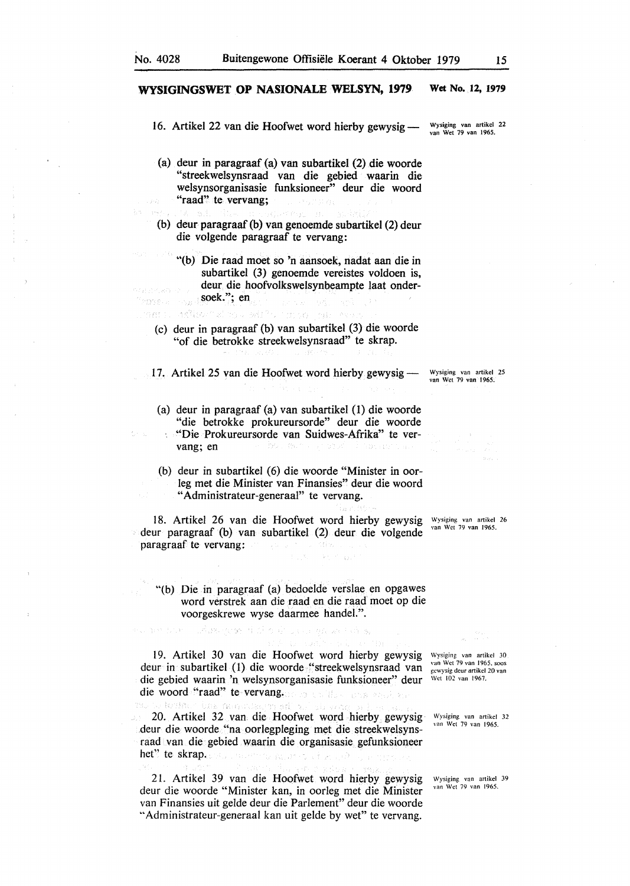**WYSIGINGSWET OP NASIONALE WELSYN, 1979** — **Wet No. 12, 1979**

16. Artikel 22 van die Hoofwet word hierby gewysig —

*Wysiging van artikel 22 van Wet 79 van 1965.*

(a) deur in paragraaf (a) van subartikel (2) die woorde "streekwelsynsraad van die gebied waarin die welsynsorganisasie funksioneer" deur die woord "raad" te vervang;

(b) deur paragraaf (b) van genoemde subartikel (2) deur die volgende paragraaf te vervang:

"(b) Die raad moet so 'n aansoek, nadat aan die in subartikel (3) genoemde vereistes voldoen is, deur die hoofvolkswelsynbeampte laat ondersoek."; en

(c) deur in paragraaf (b) van subartikel (3) die woorde "of die betrokke streekwelsynsraad" te skrap.

17. Artikel 25 van die Hoofwet word hierby gewysig —

*Wysiging van artikel 25 van Wet 79 van 1965.*

(a) deur in paragraaf (a) van subartikel (1) die woorde "die betrokke prokureursorde" deur die woorde "Die Prokureursorde van Suidwes-Afrika" te vervang; en

(b) deur in subartikel (6) die woorde "Minister in oorleg met die Minister van Finansies" deur die woord "Administrateur-generaal" te vervang.

18. Artikel 26 van die Hoofwet word hierby gewysig deur paragraaf (b) van subartikel (2) deur die volgende paragraaf te vervang:

*Wysiging van artikel 26 van Wet 79 van 1965.*

"(b) Die in paragraaf (a) bedoelde verslae en opgawes word verstrek aan die raad en die raad moet op die voorgeskrewe wyse daarmee handel.".

19. Artikel 30 van die Hoofwet word hierby gewysig deur in subartikel (1) die woorde "streekwelsynsraad van die gebied waarin 'n welsynsorganisasie funksioneer" deur die woord "raad" te vervang.

*Wysiging van artikel 30 van Wet 79 van 1965, soos gewysig deur artikel 20 van Wet 102 van 1967.*

20. Artikel 32 van die Hoofwet word hierby gewysig deur die woorde "na oorlegpleging met die streekwelsynsraad van die gebied waarin die organisasie gefunksioneer het" te skrap.

*Wysiging van artikel 32 van Wet 79 van 1965.*

21. Artikel 39 van die Hoofwet word hierby gewysig deur die woorde "Minister kan, in oorleg met die Minister van Finansies uit gelde deur die Parlement" deur die woorde "Administrateur-generaal kan uit gelde by wet" te vervang.

*Wysiging van artikel 39 van Wet 79 van 1965.*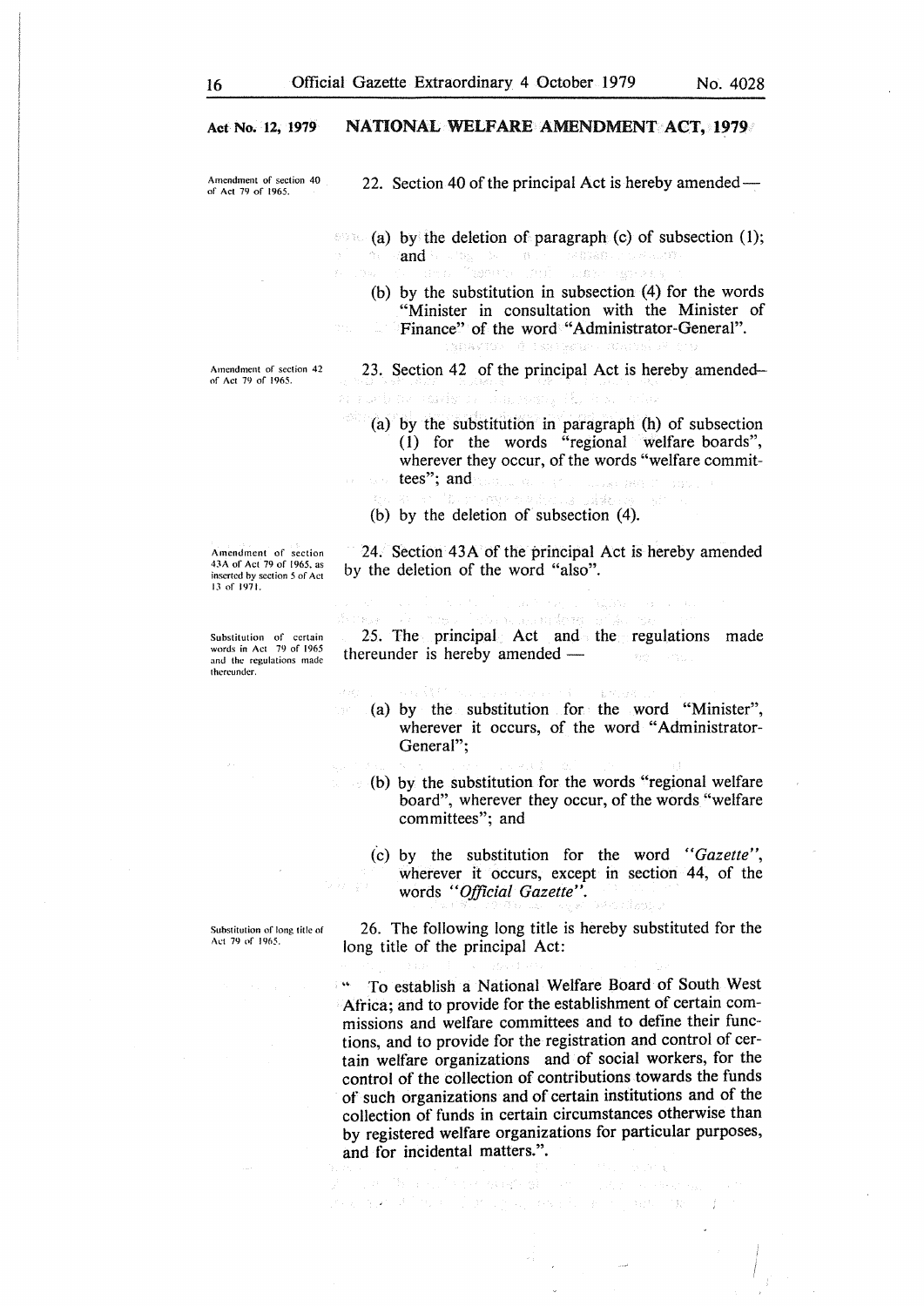## Act No. 12, 1979 — NATIONAL WELFARE AMENDMENT ACT, 1979

*Amendment of section 40 of Act 79 of 1965.*

22. Section 40 of the principal Act is hereby amended —

(a) by the deletion of paragraph (c) of subsection (1); and

(b) by the substitution in subsection (4) for the words "Minister in consultation with the Minister of Finance" of the word "Administrator-General".

*Amendment of section 42 of Act 79 of 1965.*

23. Section 42 of the principal Act is hereby amended—

(a) by the substitution in paragraph (h) of subsection (1) for the words "regional welfare boards", wherever they occur, of the words "welfare committees"; and

(b) by the deletion of subsection (4).

*Amendment of section 43A of Act 79 of 1965, as inserted by section 5 of Act 13 of 1971.*

24. Section 43A of the principal Act is hereby amended by the deletion of the word "also".

*Substitution of certain words in Act 79 of 1965 and the regulations made thereunder.*

25. The principal Act and the regulations made thereunder is hereby amended —

(a) by the substitution for the word "Minister", wherever it occurs, of the word "Administrator-General";

(b) by the substitution for the words "regional welfare board", wherever they occur, of the words "welfare committees"; and

(c) by the substitution for the word *"Gazette"*, wherever it occurs, except in section 44, of the words *"Official Gazette"*.

*Substitution of long title of Act 79 of 1965.*

26. The following long title is hereby substituted for the long title of the principal Act:

" To establish a National Welfare Board of South West Africa; and to provide for the establishment of certain commissions and welfare committees and to define their functions, and to provide for the registration and control of certain welfare organizations and of social workers, for the control of the collection of contributions towards the funds of such organizations and of certain institutions and of the collection of funds in certain circumstances otherwise than by registered welfare organizations for particular purposes, and for incidental matters.".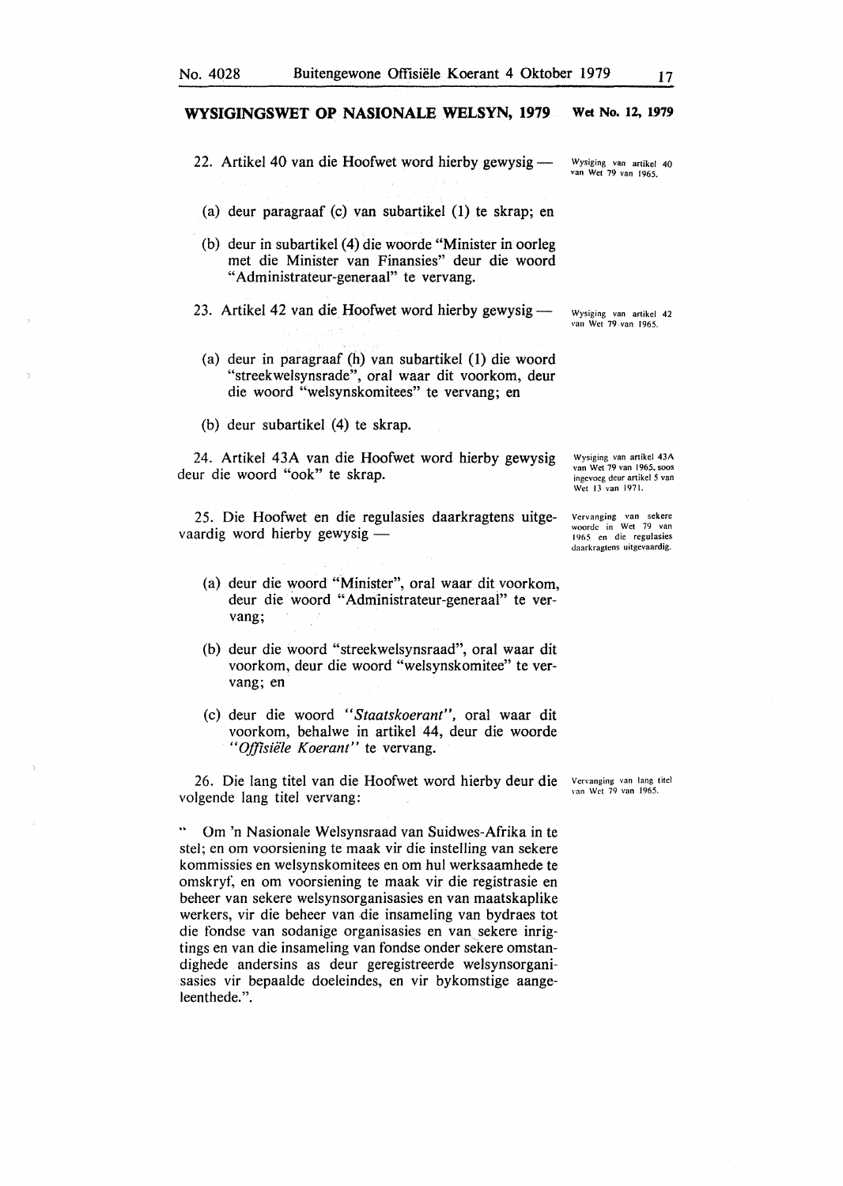## WYSIGINGSWET OP NASIONALE WELSYN, 1979 — Wet No. 12, 1979

22. Artikel 40 van die Hoofwet word hierby gewysig —

*Wysiging van artikel 40 van Wet 79 van 1965.*

(a) deur paragraaf (c) van subartikel (1) te skrap; en

(b) deur in subartikel (4) die woorde "Minister in oorleg met die Minister van Finansies" deur die woord "Administrateur-generaal" te vervang.

23. Artikel 42 van die Hoofwet word hierby gewysig —

*Wysiging van artikel 42 van Wet 79 van 1965.*

(a) deur in paragraaf (h) van subartikel (1) die woord "streekwelsynsrade", oral waar dit voorkom, deur die woord "welsynskomitees" te vervang; en

(b) deur subartikel (4) te skrap.

24. Artikel 43A van die Hoofwet word hierby gewysig deur die woord "ook" te skrap.

*Wysiging van artikel 43A van Wet 79 van 1965, soos ingevoeg deur artikel 5 van Wet 13 van 1971.*

25. Die Hoofwet en die regulasies daarkragtens uitgevaardig word hierby gewysig —

*Vervanging van sekere woorde in Wet 79 van 1965 en die regulasies daarkragtens uitgevaardig.*

(a) deur die woord "Minister", oral waar dit voorkom, deur die woord "Administrateur-generaal" te vervang;

(b) deur die woord "streekwelsynsraad", oral waar dit voorkom, deur die woord "welsynskomitee" te vervang; en

(c) deur die woord "*Staatskoerant*", oral waar dit voorkom, behalwe in artikel 44, deur die woorde "*Offisiële Koerant*" te vervang.

26. Die lang titel van die Hoofwet word hierby deur die volgende lang titel vervang:

*Vervanging van lang titel van Wet 79 van 1965.*

" Om 'n Nasionale Welsynsraad van Suidwes-Afrika in te stel; en om voorsiening te maak vir die instelling van sekere kommissies en welsynskomitees en om hul werksaamhede te omskryf, en om voorsiening te maak vir die registrasie en beheer van sekere welsynsorganisasies en van maatskaplike werkers, vir die beheer van die insameling van bydraes tot die fondse van sodanige organisasies en van sekere inrigtings en van die insameling van fondse onder sekere omstandighede andersins as deur geregistreerde welsynsorganisasies vir bepaalde doeleindes, en vir bykomstige aangeleenthede.".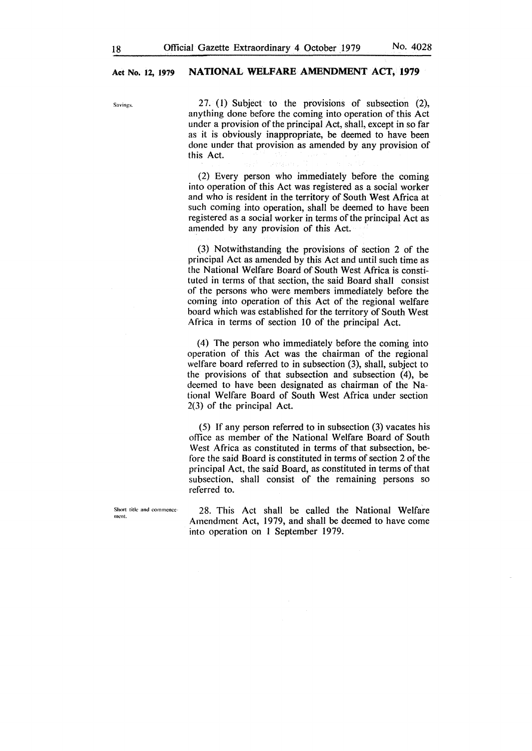Savings.

27. (1) Subject to the provisions of subsection (2), anything done before the coming into operation of this Act under a provision of the principal Act, shall, except in so far as it is obviously inappropriate, be deemed to have been done under that provision as amended by any provision of this Act.

(2) Every person who immediately before the coming into operation of this Act was registered as a social worker and who is resident in the territory of South West Africa at such coming into operation, shall be deemed to have been registered as a social worker in terms of the principal Act as amended by any provision of this Act.

(3) Notwithstanding the provisions of section 2 of the principal Act as amended by this Act and until such time as the National Welfare Board of South West Africa is constituted in terms of that section, the said Board shall consist of the persons who were members immediately before the coming into operation of this Act of the regional welfare board which was established for the territory of South West Africa in terms of section 10 of the principal Act.

(4) The person who immediately before the coming into operation of this Act was the chairman of the regional welfare board referred to in subsection (3), shall, subject to the provisions of that subsection and subsection (4), be deemed to have been designated as chairman of the National Welfare Board of South West Africa under section 2(3) of the principal Act.

(5) If any person referred to in subsection (3) vacates his office as member of the National Welfare Board of South West Africa as constituted in terms of that subsection, before the said Board is constituted in terms of section 2 of the principal Act, the said Board, as constituted in terms of that subsection, shall consist of the remaining persons so referred to.

Short title and commencement.

28. This Act shall be called the National Welfare Amendment Act, 1979, and shall be deemed to have come into operation on 1 September 1979.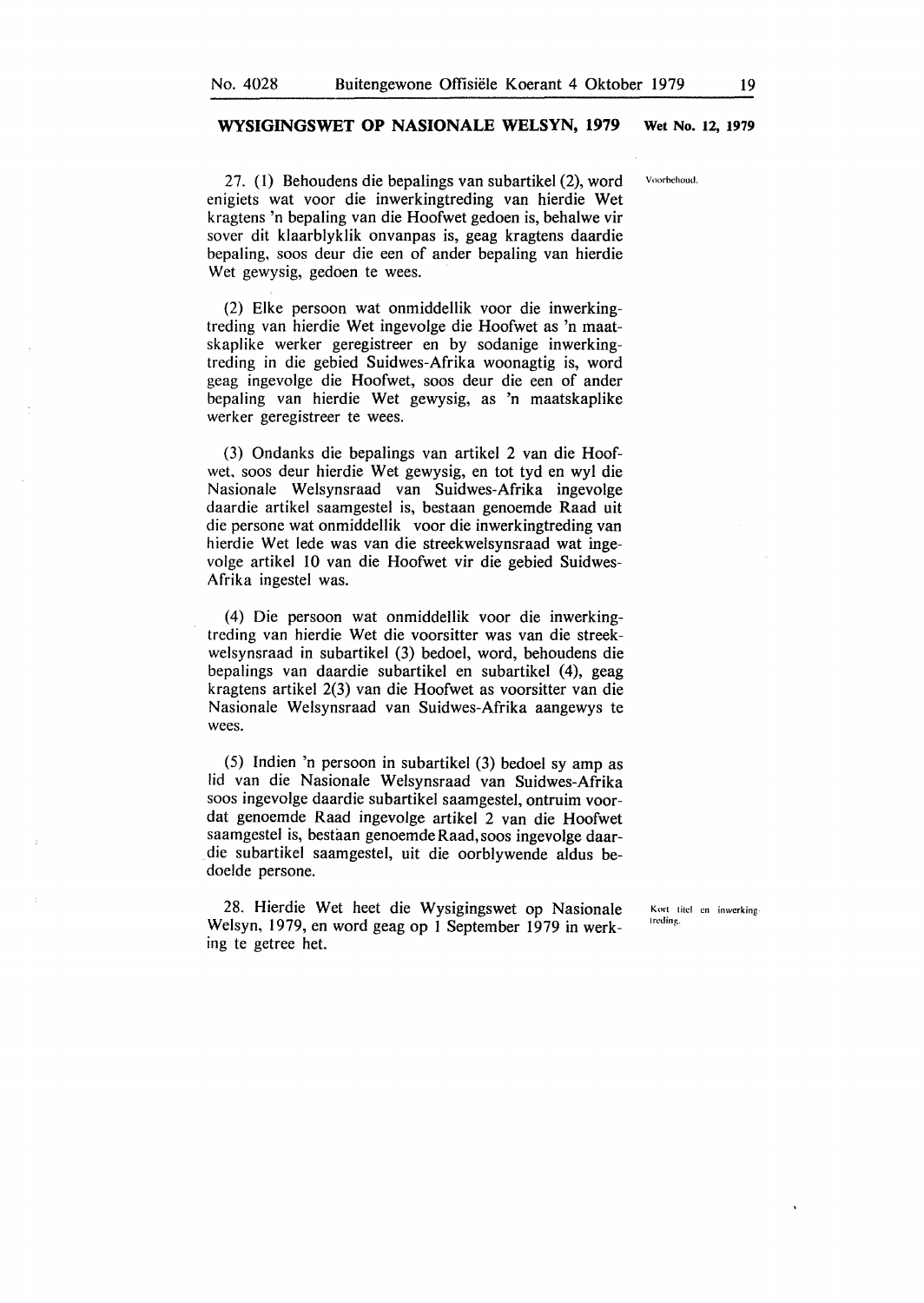Voorbehoud.

27. (1) Behoudens die bepalings van subartikel (2), word enigiets wat voor die inwerkingtreding van hierdie Wet kragtens 'n bepaling van die Hoofwet gedoen is, behalwe vir sover dit klaarblyklik onvanpas is, geag kragtens daardie bepaling, soos deur die een of ander bepaling van hierdie Wet gewysig, gedoen te wees.

(2) Elke persoon wat onmiddellik voor die inwerkingtreding van hierdie Wet ingevolge die Hoofwet as 'n maatskaplike werker geregistreer en by sodanige inwerkingtreding in die gebied Suidwes-Afrika woonagtig is, word geag ingevolge die Hoofwet, soos deur die een of ander bepaling van hierdie Wet gewysig, as 'n maatskaplike werker geregistreer te wees.

(3) Ondanks die bepalings van artikel 2 van die Hoofwet, soos deur hierdie Wet gewysig, en tot tyd en wyl die Nasionale Welsynsraad van Suidwes-Afrika ingevolge daardie artikel saamgestel is, bestaan genoemde Raad uit die persone wat onmiddellik voor die inwerkingtreding van hierdie Wet lede was van die streekwelsynsraad wat ingevolge artikel 10 van die Hoofwet vir die gebied Suidwes-Afrika ingestel was.

(4) Die persoon wat onmiddellik voor die inwerkingtreding van hierdie Wet die voorsitter was van die streekwelsynsraad in subartikel (3) bedoel, word, behoudens die bepalings van daardie subartikel en subartikel (4), geag kragtens artikel 2(3) van die Hoofwet as voorsitter van die Nasionale Welsynsraad van Suidwes-Afrika aangewys te wees.

(5) Indien 'n persoon in subartikel (3) bedoel sy amp as lid van die Nasionale Welsynsraad van Suidwes-Afrika soos ingevolge daardie subartikel saamgestel, ontruim voordat genoemde Raad ingevolge artikel 2 van die Hoofwet saamgestel is, bestaan genoemde Raad, soos ingevolge daardie subartikel saamgestel, uit die oorblywende aldus bedoelde persone.

Kort titel en inwerkingtreding.

28. Hierdie Wet heet die Wysigingswet op Nasionale Welsyn, 1979, en word geag op 1 September 1979 in werking te getree het.